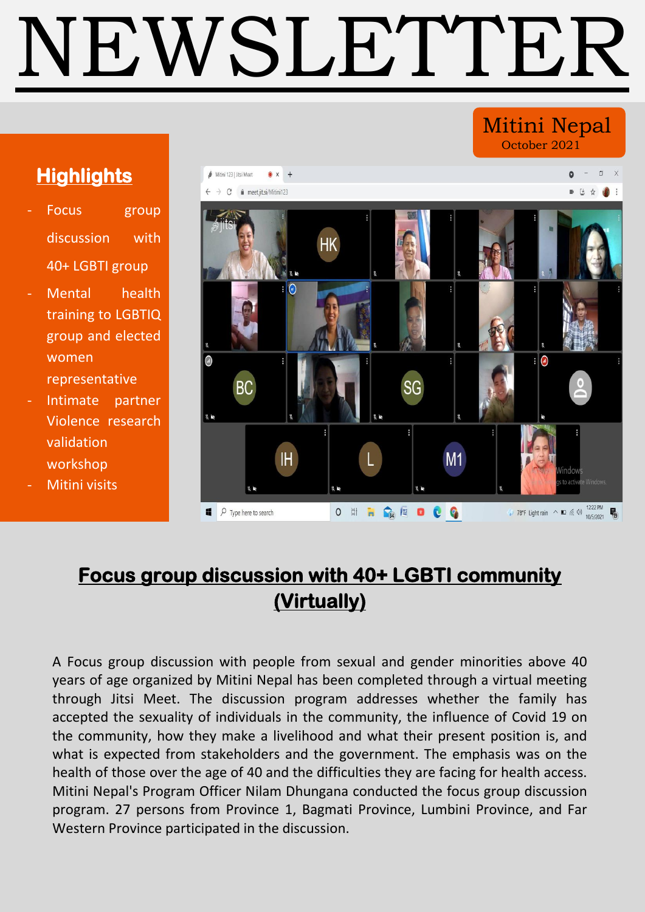# NEWSLETTER

**Mitini Nepal**
October 2021

## Highlights

- Focus group discussion with 40+ LGBTI group
- Mental health training to LGBTIQ group and elected women representative
- Intimate partner Violence research validation workshop
- Mitini visits

## Focus group discussion with 40+ LGBTI community (Virtually)

A Focus group discussion with people from sexual and gender minorities above 40 years of age organized by Mitini Nepal has been completed through a virtual meeting through Jitsi Meet. The discussion program addresses whether the family has accepted the sexuality of individuals in the community, the influence of Covid 19 on the community, how they make a livelihood and what their present position is, and what is expected from stakeholders and the government. The emphasis was on the health of those over the age of 40 and the difficulties they are facing for health access. Mitini Nepal's Program Officer Nilam Dhungana conducted the focus group discussion program. 27 persons from Province 1, Bagmati Province, Lumbini Province, and Far Western Province participated in the discussion.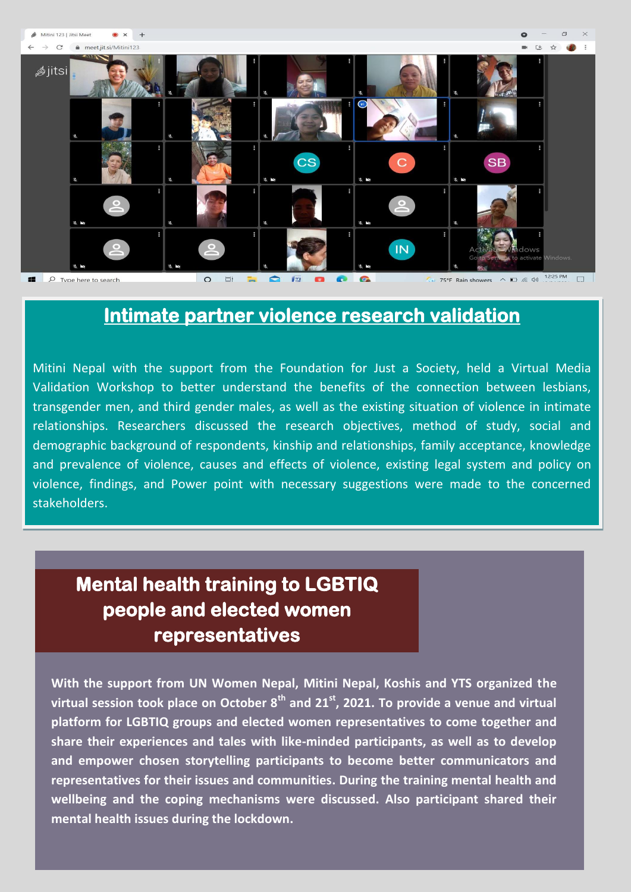## Intimate partner violence research validation

Mitini Nepal with the support from the Foundation for Just a Society, held a Virtual Media Validation Workshop to better understand the benefits of the connection between lesbians, transgender men, and third gender males, as well as the existing situation of violence in intimate relationships. Researchers discussed the research objectives, method of study, social and demographic background of respondents, kinship and relationships, family acceptance, knowledge and prevalence of violence, causes and effects of violence, existing legal system and policy on violence, findings, and Power point with necessary suggestions were made to the concerned stakeholders.

## Mental health training to LGBTIQ people and elected women representatives

**With the support from UN Women Nepal, Mitini Nepal, Koshis and YTS organized the virtual session took place on October 8th and 21st, 2021. To provide a venue and virtual platform for LGBTIQ groups and elected women representatives to come together and share their experiences and tales with like-minded participants, as well as to develop and empower chosen storytelling participants to become better communicators and representatives for their issues and communities. During the training mental health and wellbeing and the coping mechanisms were discussed. Also participant shared their mental health issues during the lockdown.**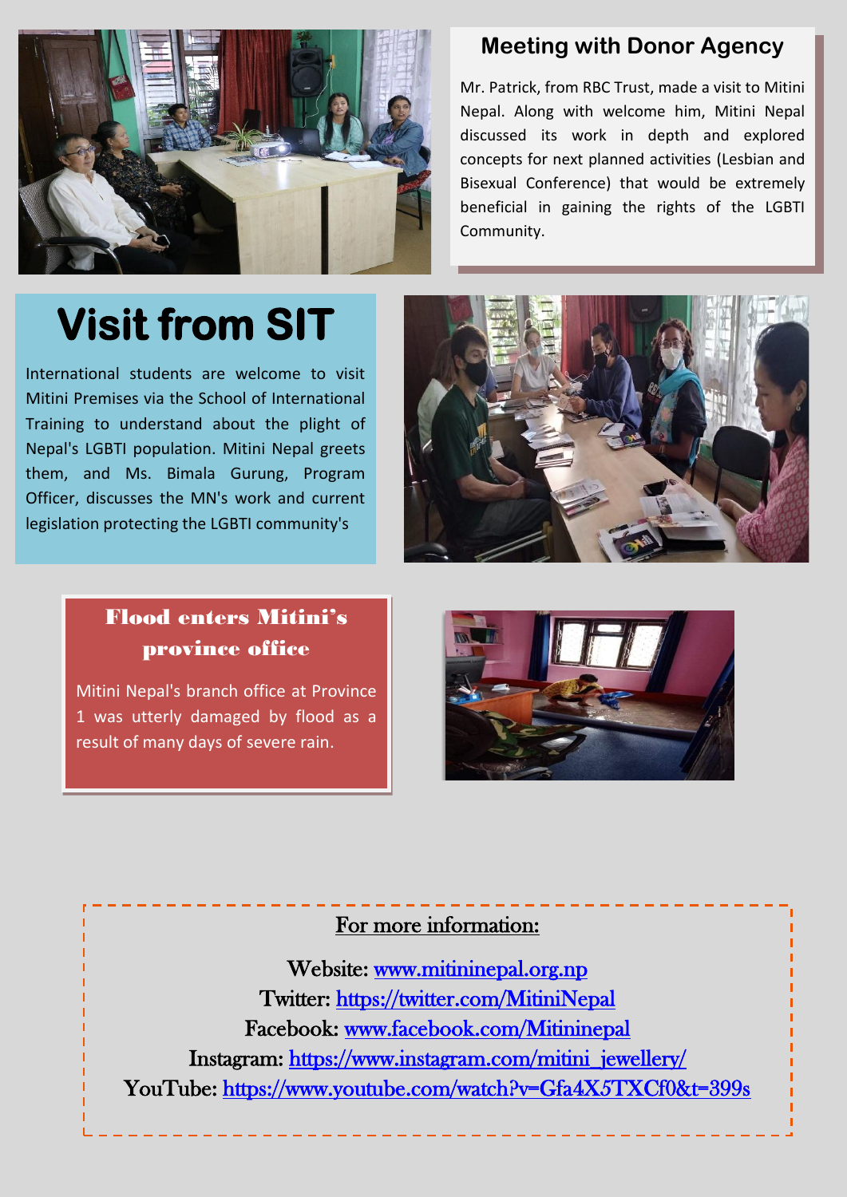## Meeting with Donor Agency

Mr. Patrick, from RBC Trust, made a visit to Mitini Nepal. Along with welcome him, Mitini Nepal discussed its work in depth and explored concepts for next planned activities (Lesbian and Bisexual Conference) that would be extremely beneficial in gaining the rights of the LGBTI Community.

# Visit from SIT

International students are welcome to visit Mitini Premises via the School of International Training to understand about the plight of Nepal's LGBTI population. Mitini Nepal greets them, and Ms. Bimala Gurung, Program Officer, discusses the MN's work and current legislation protecting the LGBTI community's

## Flood enters Mitini's province office

Mitini Nepal's branch office at Province 1 was utterly damaged by flood as a result of many days of severe rain.

For more information:

Website: www.mitininepal.org.np
Twitter: https://twitter.com/MitiniNepal
Facebook: www.facebook.com/Mitininepal
Instagram: https://www.instagram.com/mitini_jewellery/
YouTube: https://www.youtube.com/watch?v=Gfa4X5TXCf0&t=399s